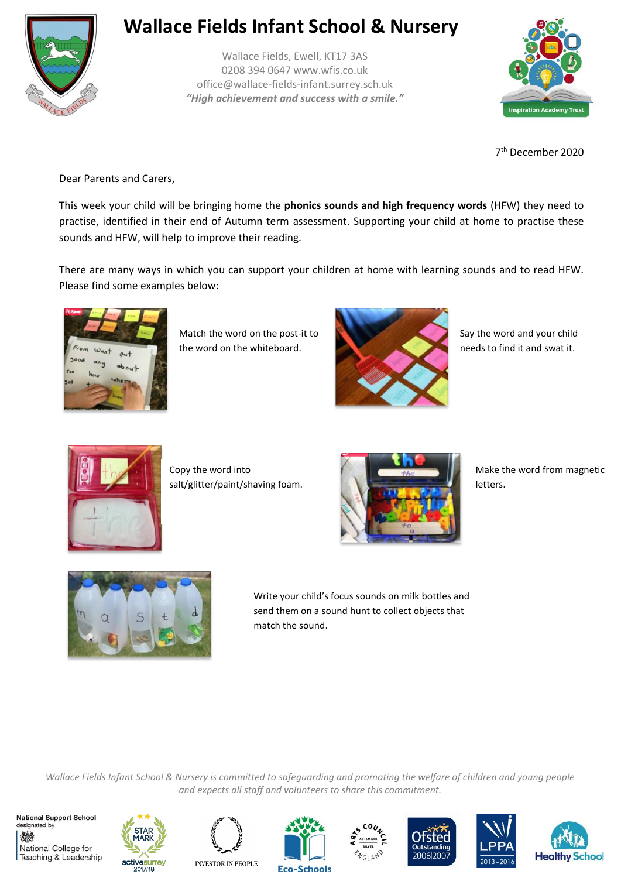# Wallace Fields Infant School & Nursery

Wallace Fields, Ewell, KT17 3AS
0208 394 0647 www.wfis.co.uk
office@wallace-fields-infant.surrey.sch.uk
*"High achievement and success with a smile."*

7th December 2020

Dear Parents and Carers,

This week your child will be bringing home the **phonics sounds and high frequency words** (HFW) they need to practise, identified in their end of Autumn term assessment. Supporting your child at home to practise these sounds and HFW, will help to improve their reading.

There are many ways in which you can support your children at home with learning sounds and to read HFW. Please find some examples below:

Match the word on the post-it to the word on the whiteboard.

Say the word and your child needs to find it and swat it.

Copy the word into salt/glitter/paint/shaving foam.

Make the word from magnetic letters.

Write your child's focus sounds on milk bottles and send them on a sound hunt to collect objects that match the sound.

*Wallace Fields Infant School & Nursery is committed to safeguarding and promoting the welfare of children and young people and expects all staff and volunteers to share this commitment.*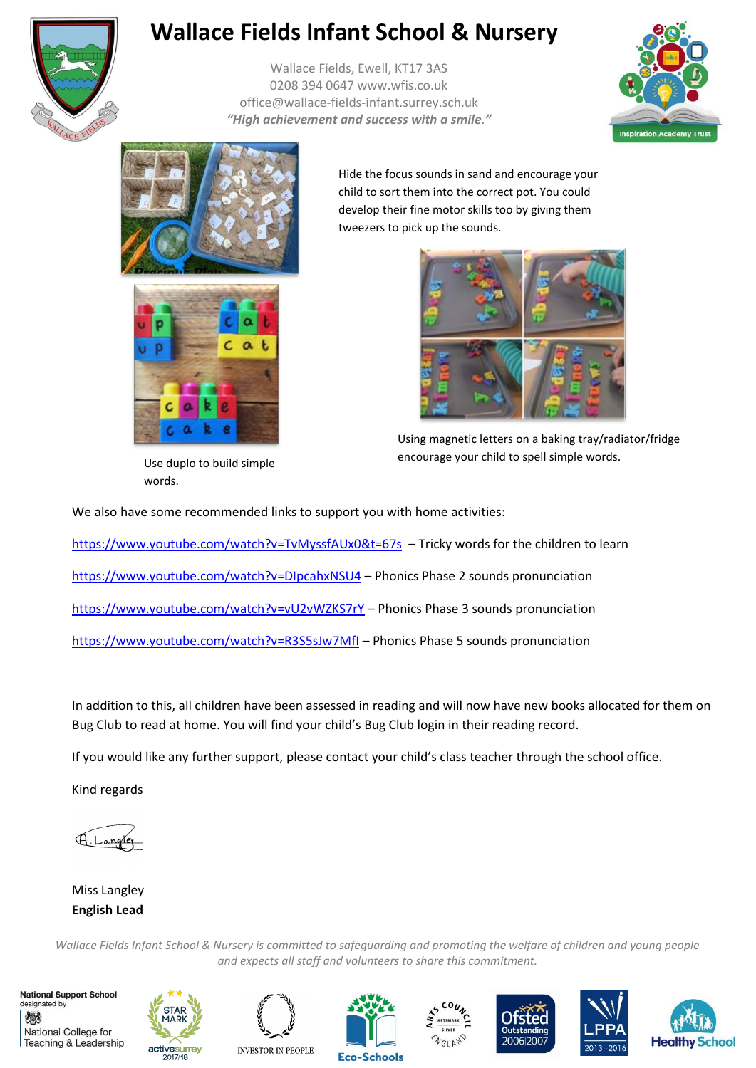# Wallace Fields Infant School & Nursery

Wallace Fields, Ewell, KT17 3AS
0208 394 0647 www.wfis.co.uk
office@wallace-fields-infant.surrey.sch.uk
*"High achievement and success with a smile."*

Hide the focus sounds in sand and encourage your child to sort them into the correct pot. You could develop their fine motor skills too by giving them tweezers to pick up the sounds.

Use duplo to build simple words.

Using magnetic letters on a baking tray/radiator/fridge encourage your child to spell simple words.

We also have some recommended links to support you with home activities:

https://www.youtube.com/watch?v=TvMyssfAUx0&t=67s – Tricky words for the children to learn

https://www.youtube.com/watch?v=DIpcahxNSU4 – Phonics Phase 2 sounds pronunciation

https://www.youtube.com/watch?v=vU2vWZKS7rY – Phonics Phase 3 sounds pronunciation

https://www.youtube.com/watch?v=R3S5sJw7MfI – Phonics Phase 5 sounds pronunciation

In addition to this, all children have been assessed in reading and will now have new books allocated for them on Bug Club to read at home. You will find your child's Bug Club login in their reading record.

If you would like any further support, please contact your child's class teacher through the school office.

Kind regards

Miss Langley
**English Lead**

*Wallace Fields Infant School & Nursery is committed to safeguarding and promoting the welfare of children and young people and expects all staff and volunteers to share this commitment.*